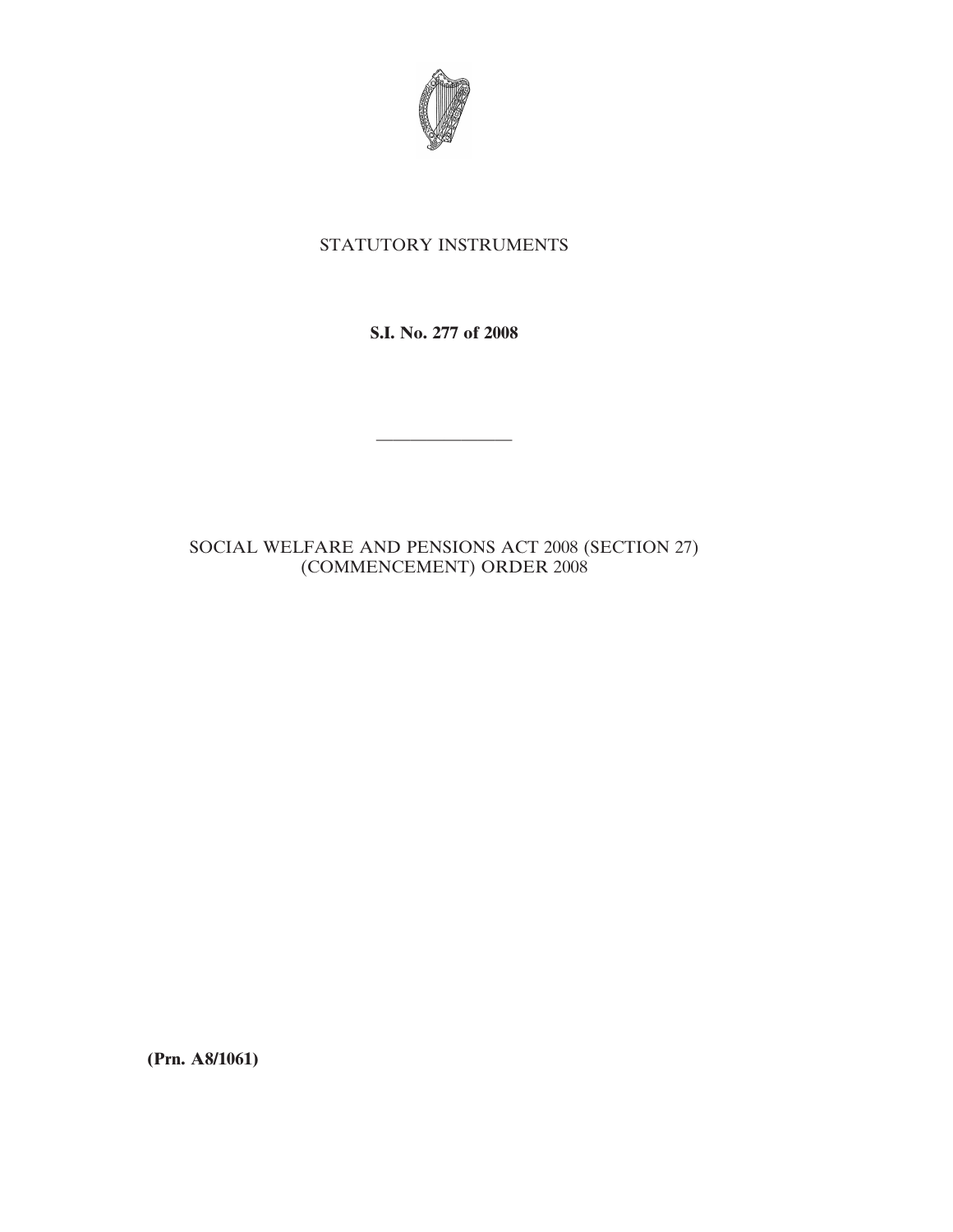STATUTORY INSTRUMENTS

**S.I. No. 277 of 2008**

---

# SOCIAL WELFARE AND PENSIONS ACT 2008 (SECTION 27) (COMMENCEMENT) ORDER 2008

**(Prn. A8/1061)**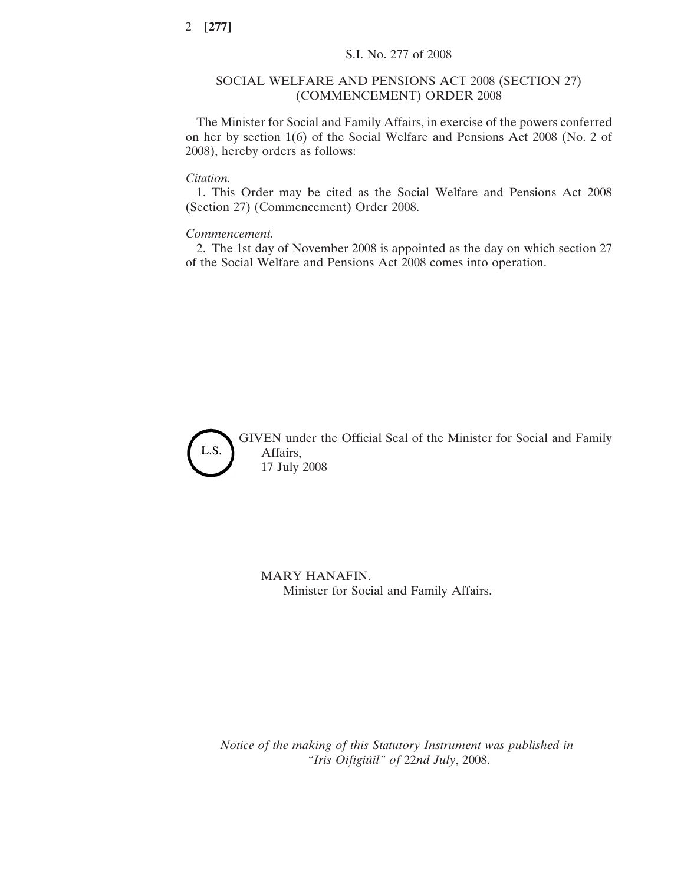S.I. No. 277 of 2008

# SOCIAL WELFARE AND PENSIONS ACT 2008 (SECTION 27) (COMMENCEMENT) ORDER 2008

The Minister for Social and Family Affairs, in exercise of the powers conferred on her by section 1(6) of the Social Welfare and Pensions Act 2008 (No. 2 of 2008), hereby orders as follows:

*Citation.*

1. This Order may be cited as the Social Welfare and Pensions Act 2008 (Section 27) (Commencement) Order 2008.

*Commencement.*

2. The 1st day of November 2008 is appointed as the day on which section 27 of the Social Welfare and Pensions Act 2008 comes into operation.

L.S.

GIVEN under the Official Seal of the Minister for Social and Family Affairs,
17 July 2008

MARY HANAFIN.
Minister for Social and Family Affairs.

*Notice of the making of this Statutory Instrument was published in "Iris Oifigiúil" of 22nd July, 2008.*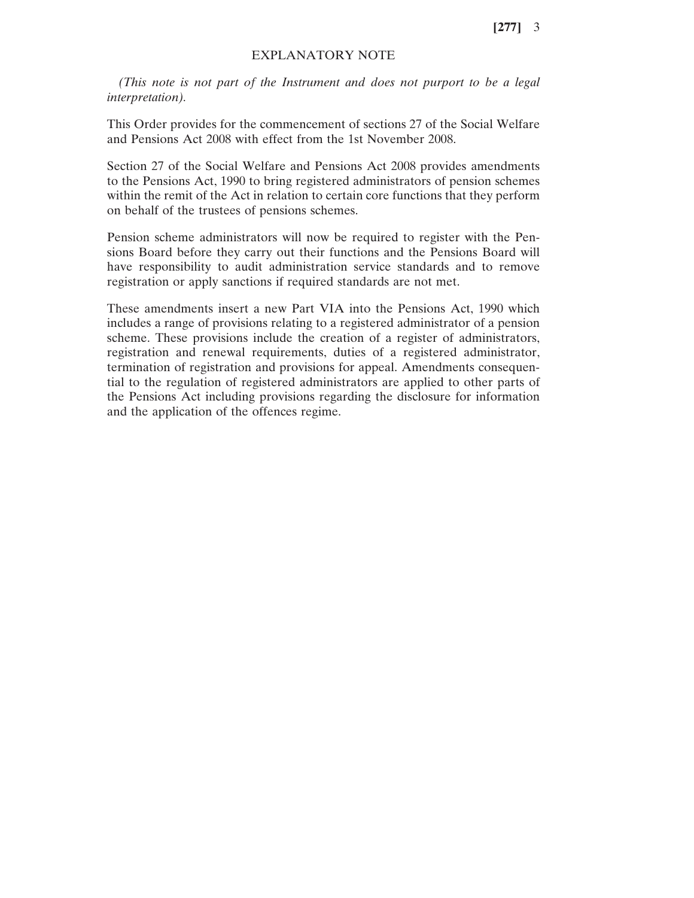# EXPLANATORY NOTE

*(This note is not part of the Instrument and does not purport to be a legal interpretation).*

This Order provides for the commencement of sections 27 of the Social Welfare and Pensions Act 2008 with effect from the 1st November 2008.

Section 27 of the Social Welfare and Pensions Act 2008 provides amendments to the Pensions Act, 1990 to bring registered administrators of pension schemes within the remit of the Act in relation to certain core functions that they perform on behalf of the trustees of pensions schemes.

Pension scheme administrators will now be required to register with the Pensions Board before they carry out their functions and the Pensions Board will have responsibility to audit administration service standards and to remove registration or apply sanctions if required standards are not met.

These amendments insert a new Part VIA into the Pensions Act, 1990 which includes a range of provisions relating to a registered administrator of a pension scheme. These provisions include the creation of a register of administrators, registration and renewal requirements, duties of a registered administrator, termination of registration and provisions for appeal. Amendments consequential to the regulation of registered administrators are applied to other parts of the Pensions Act including provisions regarding the disclosure for information and the application of the offences regime.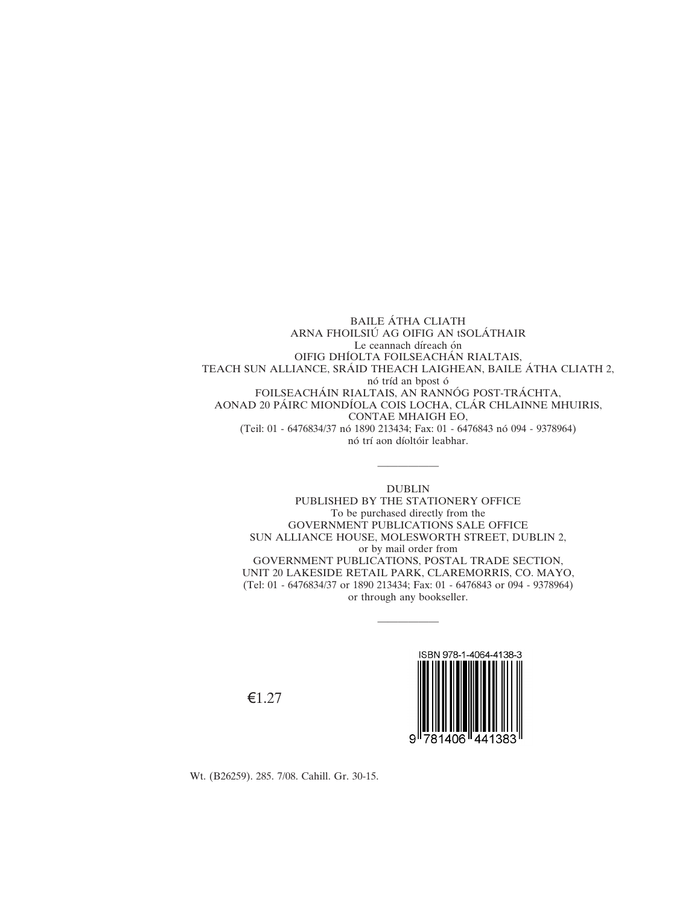BAILE ÁTHA CLIATH
ARNA FHOILSIÚ AG OIFIG AN tSOLÁTHAIR
Le ceannach díreach ón
OIFIG DHÍOLTA FOILSEACHÁN RIALTAIS,
TEACH SUN ALLIANCE, SRÁID THEACH LAIGHEAN, BAILE ÁTHA CLIATH 2,
nó tríd an bpost ó
FOILSEACHÁIN RIALTAIS, AN RANNÓG POST-TRÁCHTA,
AONAD 20 PÁIRC MIONDÍOLA COIS LOCHA, CLÁR CHLAINNE MHUIRIS,
CONTAE MHAIGH EO,
(Teil: 01 - 6476834/37 nó 1890 213434; Fax: 01 - 6476843 nó 094 - 9378964)
nó trí aon díoltóir leabhar.

---

DUBLIN
PUBLISHED BY THE STATIONERY OFFICE
To be purchased directly from the
GOVERNMENT PUBLICATIONS SALE OFFICE
SUN ALLIANCE HOUSE, MOLESWORTH STREET, DUBLIN 2,
or by mail order from
GOVERNMENT PUBLICATIONS, POSTAL TRADE SECTION,
UNIT 20 LAKESIDE RETAIL PARK, CLAREMORRIS, CO. MAYO,
(Tel: 01 - 6476834/37 or 1890 213434; Fax: 01 - 6476843 or 094 - 9378964)
or through any bookseller.

---

ISBN 978-1-4064-4138-3

9 781406 441383

€1.27

Wt. (B26259). 285. 7/08. Cahill. Gr. 30-15.